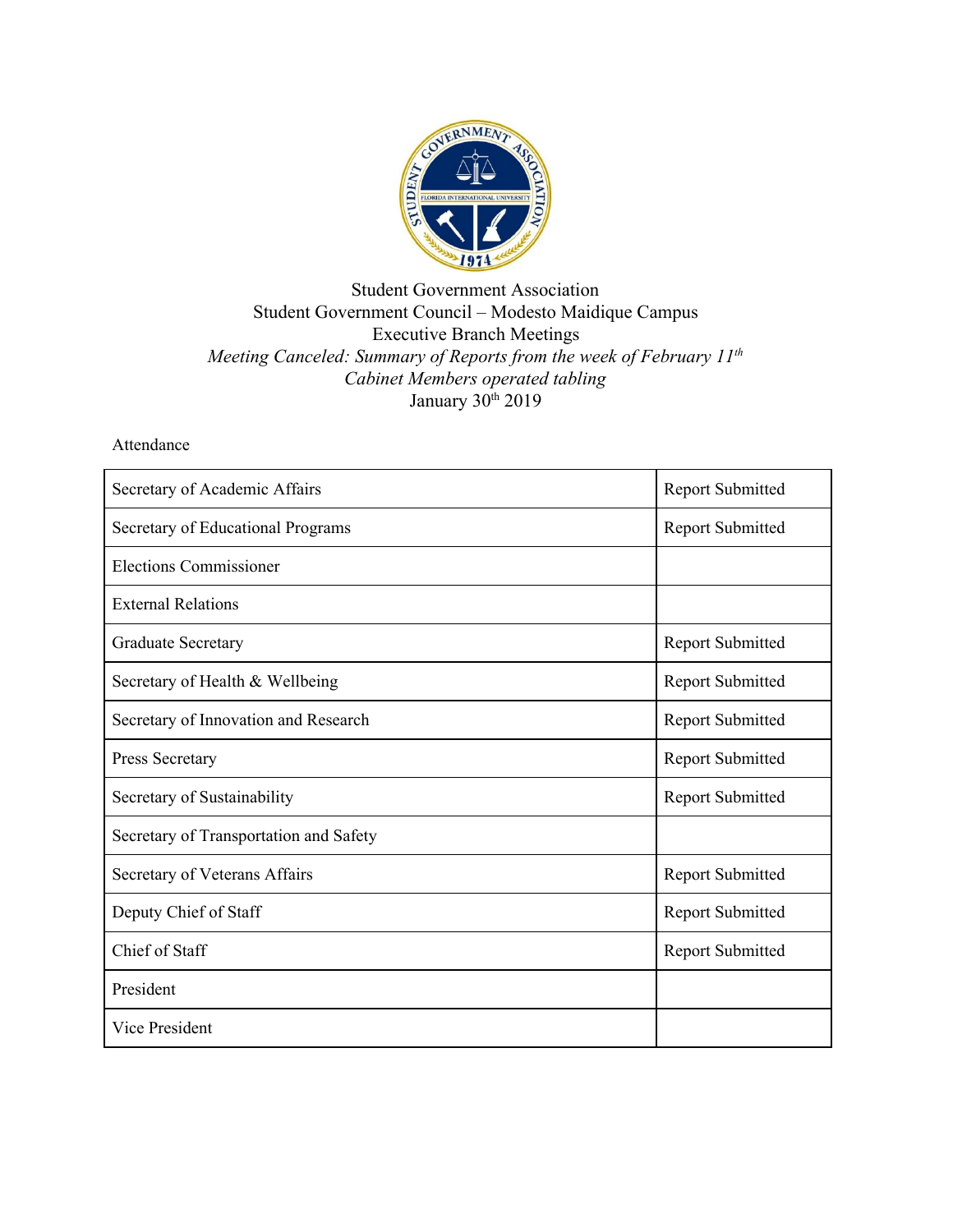Student Government Association
Student Government Council – Modesto Maidique Campus
Executive Branch Meetings
*Meeting Canceled: Summary of Reports from the week of February 11th*
*Cabinet Members operated tabling*
January 30th 2019

Attendance

| | |
|---|---|
| Secretary of Academic Affairs | Report Submitted |
| Secretary of Educational Programs | Report Submitted |
| Elections Commissioner | |
| External Relations | |
| Graduate Secretary | Report Submitted |
| Secretary of Health & Wellbeing | Report Submitted |
| Secretary of Innovation and Research | Report Submitted |
| Press Secretary | Report Submitted |
| Secretary of Sustainability | Report Submitted |
| Secretary of Transportation and Safety | |
| Secretary of Veterans Affairs | Report Submitted |
| Deputy Chief of Staff | Report Submitted |
| Chief of Staff | Report Submitted |
| President | |
| Vice President | |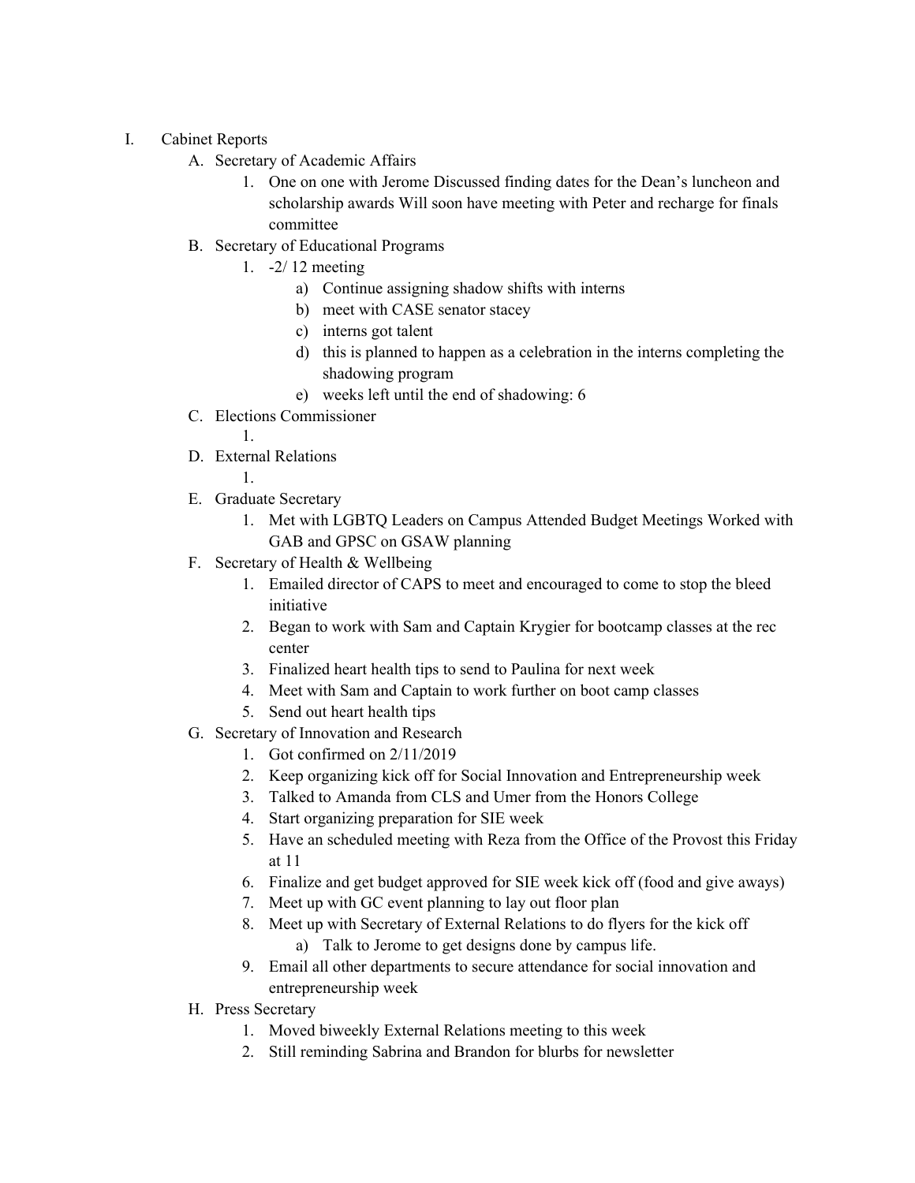I. Cabinet Reports
   A. Secretary of Academic Affairs
      1. One on one with Jerome Discussed finding dates for the Dean's luncheon and scholarship awards Will soon have meeting with Peter and recharge for finals committee
   B. Secretary of Educational Programs
      1. -2/ 12 meeting
         a) Continue assigning shadow shifts with interns
         b) meet with CASE senator stacey
         c) interns got talent
         d) this is planned to happen as a celebration in the interns completing the shadowing program
         e) weeks left until the end of shadowing: 6
   C. Elections Commissioner
      1.
   D. External Relations
      1.
   E. Graduate Secretary
      1. Met with LGBTQ Leaders on Campus Attended Budget Meetings Worked with GAB and GPSC on GSAW planning
   F. Secretary of Health & Wellbeing
      1. Emailed director of CAPS to meet and encouraged to come to stop the bleed initiative
      2. Began to work with Sam and Captain Krygier for bootcamp classes at the rec center
      3. Finalized heart health tips to send to Paulina for next week
      4. Meet with Sam and Captain to work further on boot camp classes
      5. Send out heart health tips
   G. Secretary of Innovation and Research
      1. Got confirmed on 2/11/2019
      2. Keep organizing kick off for Social Innovation and Entrepreneurship week
      3. Talked to Amanda from CLS and Umer from the Honors College
      4. Start organizing preparation for SIE week
      5. Have an scheduled meeting with Reza from the Office of the Provost this Friday at 11
      6. Finalize and get budget approved for SIE week kick off (food and give aways)
      7. Meet up with GC event planning to lay out floor plan
      8. Meet up with Secretary of External Relations to do flyers for the kick off
         a) Talk to Jerome to get designs done by campus life.
      9. Email all other departments to secure attendance for social innovation and entrepreneurship week
   H. Press Secretary
      1. Moved biweekly External Relations meeting to this week
      2. Still reminding Sabrina and Brandon for blurbs for newsletter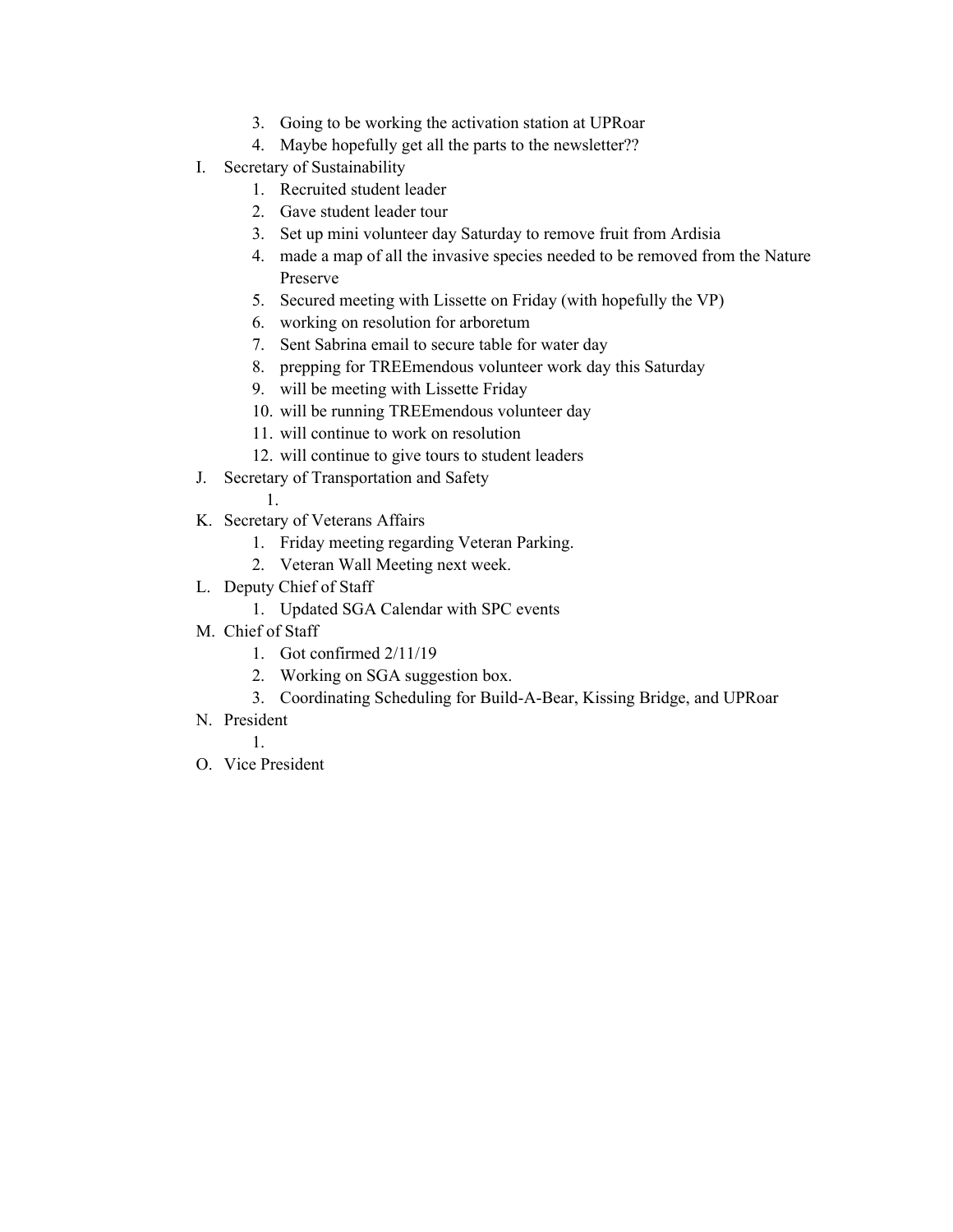3. Going to be working the activation station at UPRoar
4. Maybe hopefully get all the parts to the newsletter??

I. Secretary of Sustainability
    1. Recruited student leader
    2. Gave student leader tour
    3. Set up mini volunteer day Saturday to remove fruit from Ardisia
    4. made a map of all the invasive species needed to be removed from the Nature Preserve
    5. Secured meeting with Lissette on Friday (with hopefully the VP)
    6. working on resolution for arboretum
    7. Sent Sabrina email to secure table for water day
    8. prepping for TREEmendous volunteer work day this Saturday
    9. will be meeting with Lissette Friday
    10. will be running TREEmendous volunteer day
    11. will continue to work on resolution
    12. will continue to give tours to student leaders

J. Secretary of Transportation and Safety
    1.

K. Secretary of Veterans Affairs
    1. Friday meeting regarding Veteran Parking.
    2. Veteran Wall Meeting next week.

L. Deputy Chief of Staff
    1. Updated SGA Calendar with SPC events

M. Chief of Staff
    1. Got confirmed 2/11/19
    2. Working on SGA suggestion box.
    3. Coordinating Scheduling for Build-A-Bear, Kissing Bridge, and UPRoar

N. President
    1.

O. Vice President